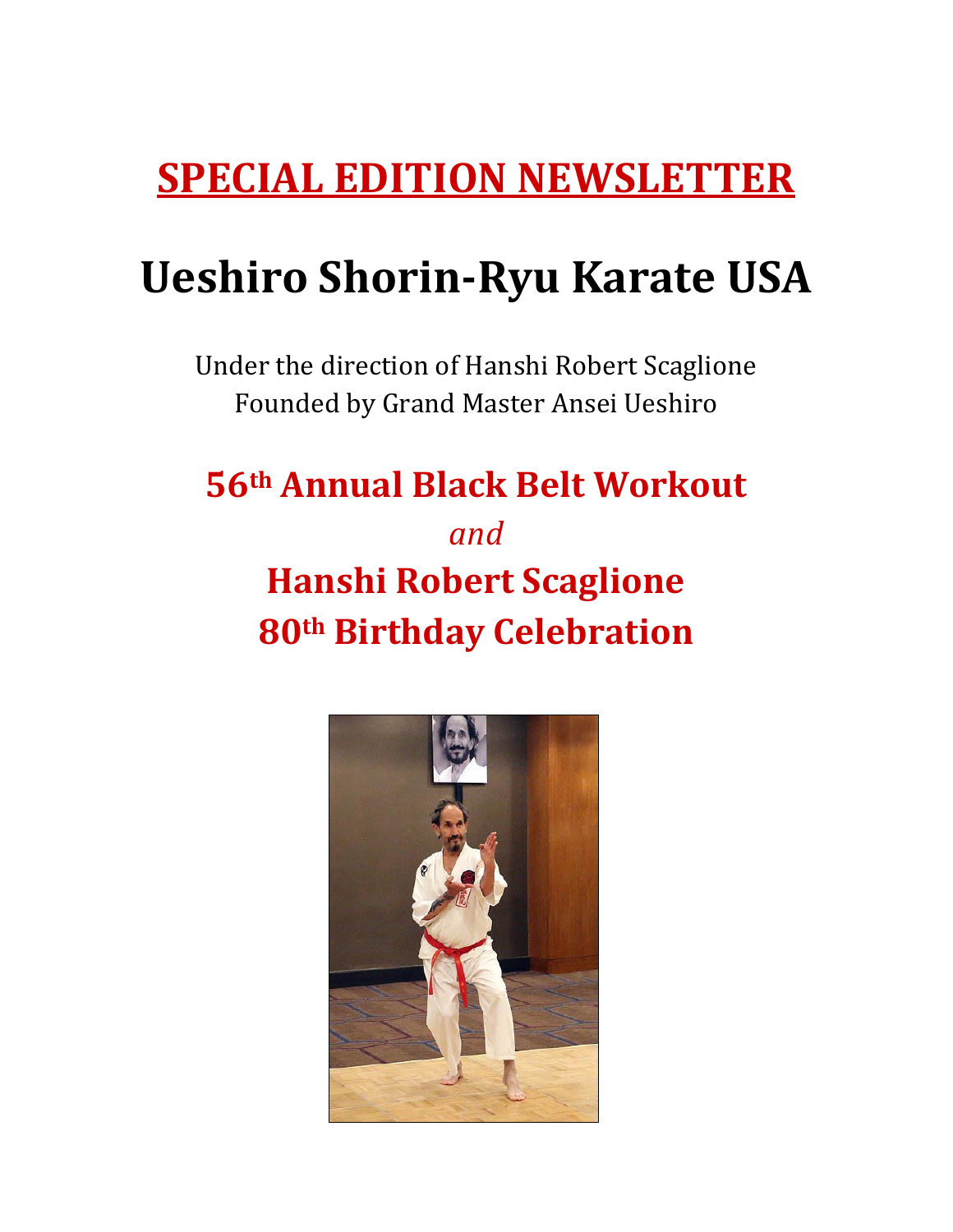# SPECIAL EDITION NEWSLETTER

# Ueshiro Shorin-Ryu Karate USA

Under the direction of Hanshi Robert Scaglione
Founded by Grand Master Ansei Ueshiro

## 56th Annual Black Belt Workout

*and*

## Hanshi Robert Scaglione 80th Birthday Celebration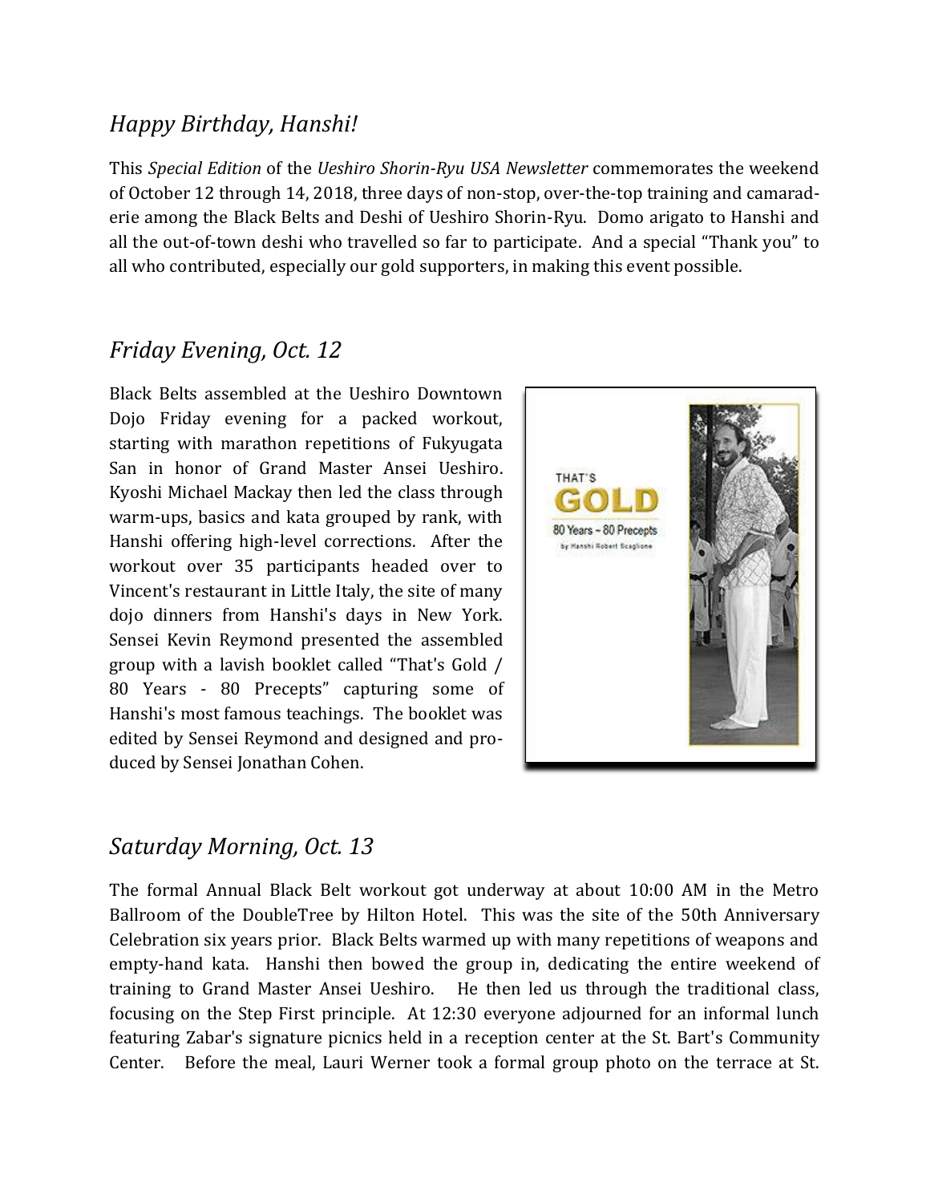## *Happy Birthday, Hanshi!*

This *Special Edition* of the *Ueshiro Shorin-Ryu USA Newsletter* commemorates the weekend of October 12 through 14, 2018, three days of non-stop, over-the-top training and camaraderie among the Black Belts and Deshi of Ueshiro Shorin-Ryu. Domo arigato to Hanshi and all the out-of-town deshi who travelled so far to participate. And a special "Thank you" to all who contributed, especially our gold supporters, in making this event possible.

## *Friday Evening, Oct. 12*

Black Belts assembled at the Ueshiro Downtown Dojo Friday evening for a packed workout, starting with marathon repetitions of Fukyugata San in honor of Grand Master Ansei Ueshiro. Kyoshi Michael Mackay then led the class through warm-ups, basics and kata grouped by rank, with Hanshi offering high-level corrections. After the workout over 35 participants headed over to Vincent's restaurant in Little Italy, the site of many dojo dinners from Hanshi's days in New York. Sensei Kevin Reymond presented the assembled group with a lavish booklet called "That's Gold / 80 Years - 80 Precepts" capturing some of Hanshi's most famous teachings. The booklet was edited by Sensei Reymond and designed and produced by Sensei Jonathan Cohen.

## *Saturday Morning, Oct. 13*

The formal Annual Black Belt workout got underway at about 10:00 AM in the Metro Ballroom of the DoubleTree by Hilton Hotel. This was the site of the 50th Anniversary Celebration six years prior. Black Belts warmed up with many repetitions of weapons and empty-hand kata. Hanshi then bowed the group in, dedicating the entire weekend of training to Grand Master Ansei Ueshiro. He then led us through the traditional class, focusing on the Step First principle. At 12:30 everyone adjourned for an informal lunch featuring Zabar's signature picnics held in a reception center at the St. Bart's Community Center. Before the meal, Lauri Werner took a formal group photo on the terrace at St.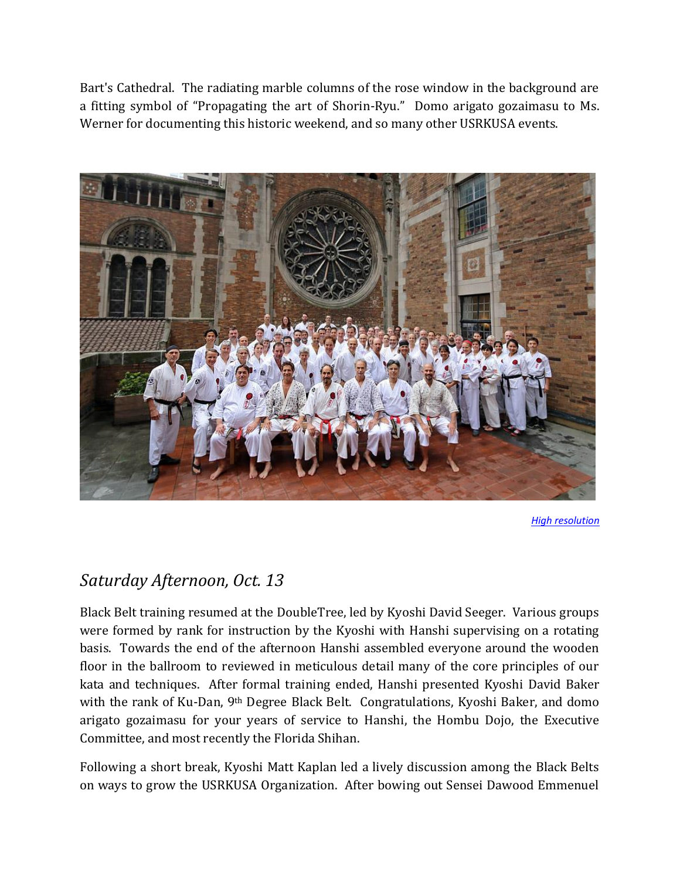Bart's Cathedral. The radiating marble columns of the rose window in the background are a fitting symbol of "Propagating the art of Shorin-Ryu." Domo arigato gozaimasu to Ms. Werner for documenting this historic weekend, and so many other USRKUSA events.

*High resolution*

## *Saturday Afternoon, Oct. 13*

Black Belt training resumed at the DoubleTree, led by Kyoshi David Seeger. Various groups were formed by rank for instruction by the Kyoshi with Hanshi supervising on a rotating basis. Towards the end of the afternoon Hanshi assembled everyone around the wooden floor in the ballroom to reviewed in meticulous detail many of the core principles of our kata and techniques. After formal training ended, Hanshi presented Kyoshi David Baker with the rank of Ku-Dan, 9th Degree Black Belt. Congratulations, Kyoshi Baker, and domo arigato gozaimasu for your years of service to Hanshi, the Hombu Dojo, the Executive Committee, and most recently the Florida Shihan.

Following a short break, Kyoshi Matt Kaplan led a lively discussion among the Black Belts on ways to grow the USRKUSA Organization. After bowing out Sensei Dawood Emmenuel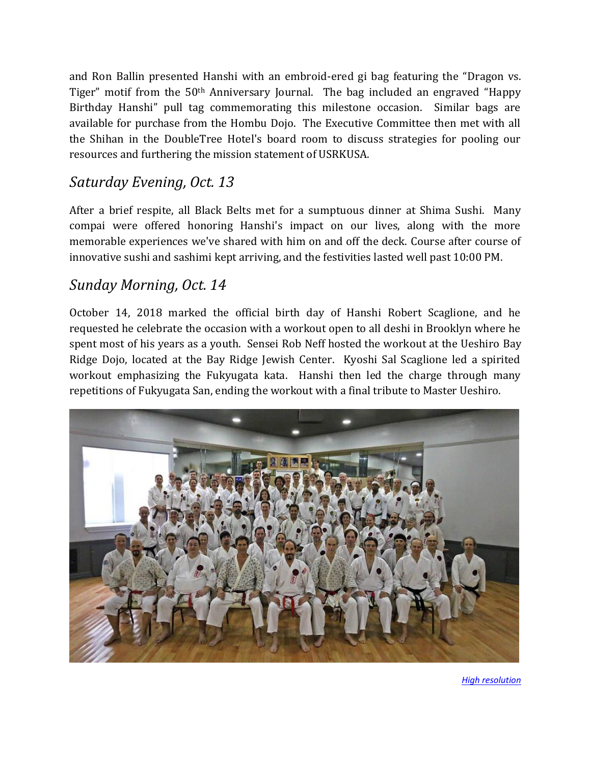and Ron Ballin presented Hanshi with an embroid-ered gi bag featuring the "Dragon vs. Tiger" motif from the 50th Anniversary Journal. The bag included an engraved "Happy Birthday Hanshi" pull tag commemorating this milestone occasion. Similar bags are available for purchase from the Hombu Dojo. The Executive Committee then met with all the Shihan in the DoubleTree Hotel's board room to discuss strategies for pooling our resources and furthering the mission statement of USRKUSA.

## *Saturday Evening, Oct. 13*

After a brief respite, all Black Belts met for a sumptuous dinner at Shima Sushi. Many compai were offered honoring Hanshi's impact on our lives, along with the more memorable experiences we've shared with him on and off the deck. Course after course of innovative sushi and sashimi kept arriving, and the festivities lasted well past 10:00 PM.

## *Sunday Morning, Oct. 14*

October 14, 2018 marked the official birth day of Hanshi Robert Scaglione, and he requested he celebrate the occasion with a workout open to all deshi in Brooklyn where he spent most of his years as a youth. Sensei Rob Neff hosted the workout at the Ueshiro Bay Ridge Dojo, located at the Bay Ridge Jewish Center. Kyoshi Sal Scaglione led a spirited workout emphasizing the Fukyugata kata. Hanshi then led the charge through many repetitions of Fukyugata San, ending the workout with a final tribute to Master Ueshiro.

*High resolution*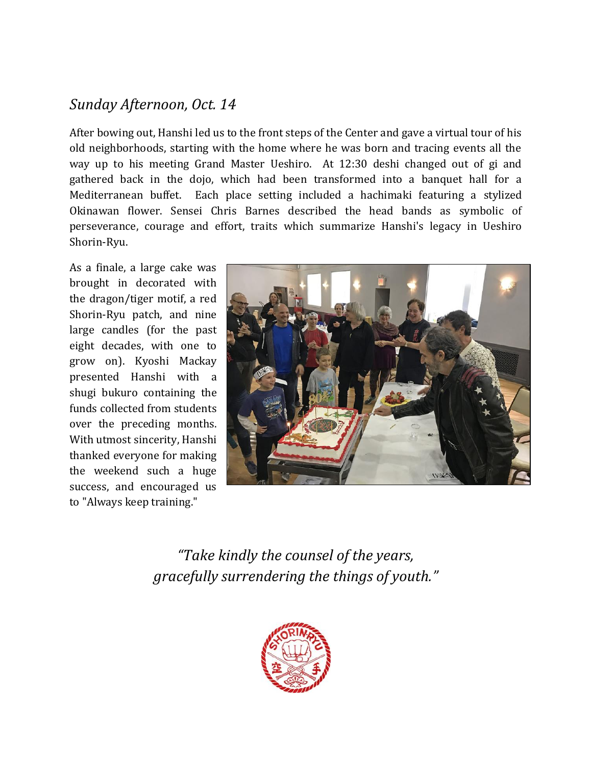## *Sunday Afternoon, Oct. 14*

After bowing out, Hanshi led us to the front steps of the Center and gave a virtual tour of his old neighborhoods, starting with the home where he was born and tracing events all the way up to his meeting Grand Master Ueshiro. At 12:30 deshi changed out of gi and gathered back in the dojo, which had been transformed into a banquet hall for a Mediterranean buffet. Each place setting included a hachimaki featuring a stylized Okinawan flower. Sensei Chris Barnes described the head bands as symbolic of perseverance, courage and effort, traits which summarize Hanshi's legacy in Ueshiro Shorin-Ryu.

As a finale, a large cake was brought in decorated with the dragon/tiger motif, a red Shorin-Ryu patch, and nine large candles (for the past eight decades, with one to grow on). Kyoshi Mackay presented Hanshi with a shugi bukuro containing the funds collected from students over the preceding months. With utmost sincerity, Hanshi thanked everyone for making the weekend such a huge success, and encouraged us to "Always keep training."

*"Take kindly the counsel of the years,*
*gracefully surrendering the things of youth."*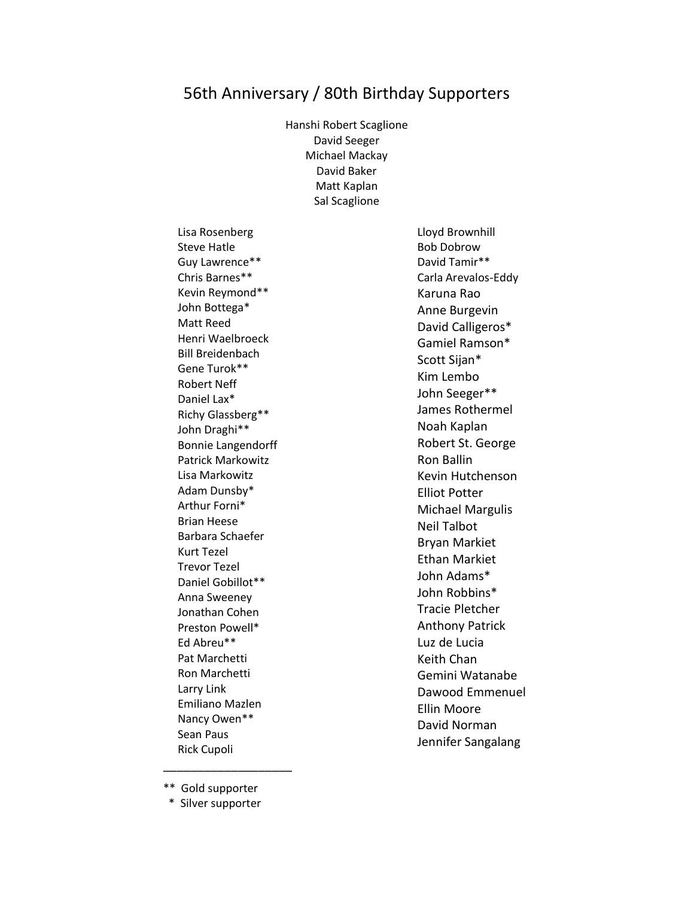# 56th Anniversary / 80th Birthday Supporters

Hanshi Robert Scaglione
David Seeger
Michael Mackay
David Baker
Matt Kaplan
Sal Scaglione

Lisa Rosenberg
Steve Hatle
Guy Lawrence**
Chris Barnes**
Kevin Reymond**
John Bottega*
Matt Reed
Henri Waelbroeck
Bill Breidenbach
Gene Turok**
Robert Neff
Daniel Lax*
Richy Glassberg**
John Draghi**
Bonnie Langendorff
Patrick Markowitz
Lisa Markowitz
Adam Dunsby*
Arthur Forni*
Brian Heese
Barbara Schaefer
Kurt Tezel
Trevor Tezel
Daniel Gobillot**
Anna Sweeney
Jonathan Cohen
Preston Powell*
Ed Abreu**
Pat Marchetti
Ron Marchetti
Larry Link
Emiliano Mazlen
Nancy Owen**
Sean Paus
Rick Cupoli

Lloyd Brownhill
Bob Dobrow
David Tamir**
Carla Arevalos-Eddy
Karuna Rao
Anne Burgevin
David Calligeros*
Gamiel Ramson*
Scott Sijan*
Kim Lembo
John Seeger**
James Rothermel
Noah Kaplan
Robert St. George
Ron Ballin
Kevin Hutchenson
Elliot Potter
Michael Margulis
Neil Talbot
Bryan Markiet
Ethan Markiet
John Adams*
John Robbins*
Tracie Pletcher
Anthony Patrick
Luz de Lucia
Keith Chan
Gemini Watanabe
Dawood Emmenuel
Ellin Moore
David Norman
Jennifer Sangalang

---

** Gold supporter
* Silver supporter